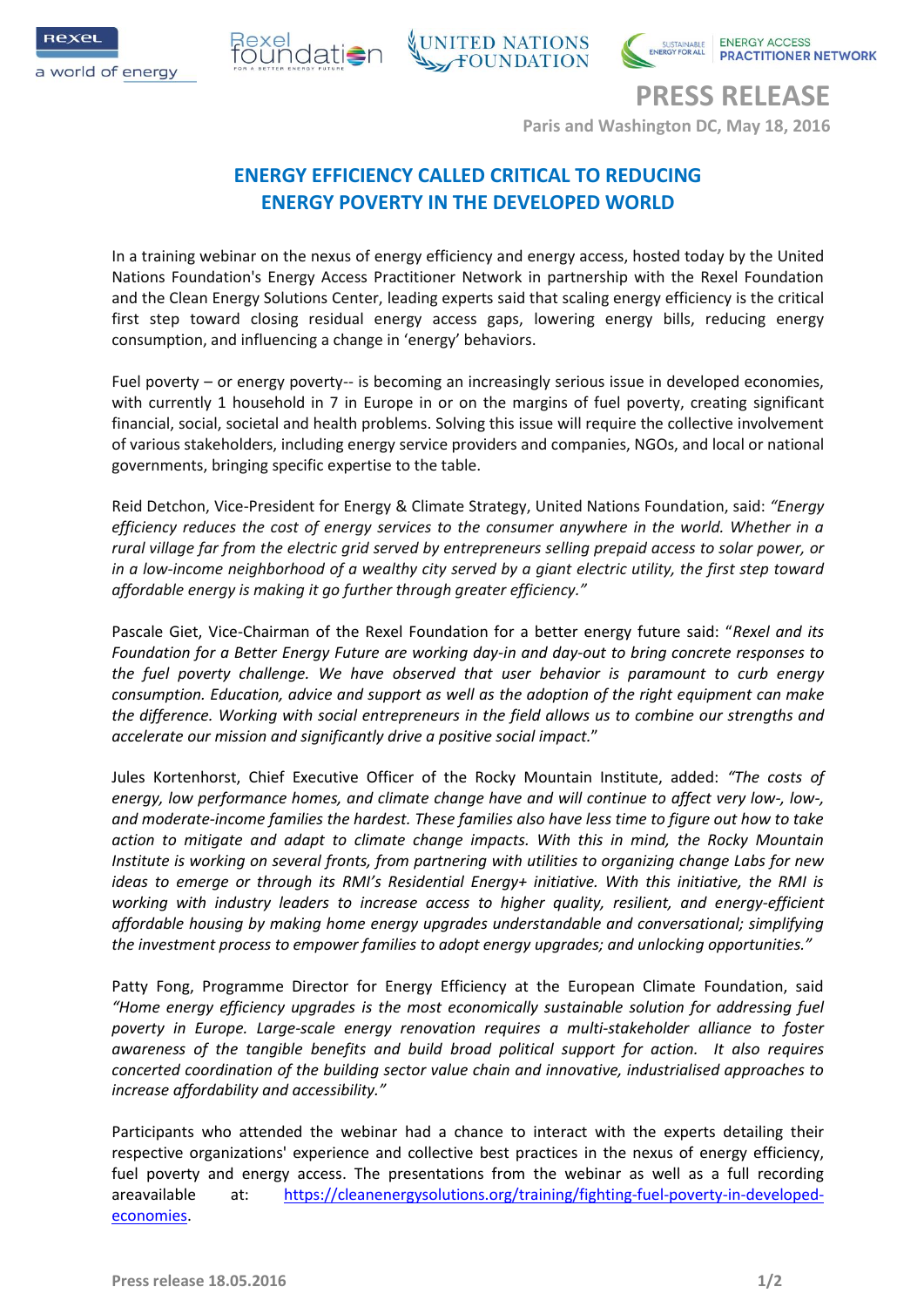**PRESS RELEASE**

**Paris and Washington DC, May 18, 2016**

# ENERGY EFFICIENCY CALLED CRITICAL TO REDUCING ENERGY POVERTY IN THE DEVELOPED WORLD

In a training webinar on the nexus of energy efficiency and energy access, hosted today by the United Nations Foundation's Energy Access Practitioner Network in partnership with the Rexel Foundation and the Clean Energy Solutions Center, leading experts said that scaling energy efficiency is the critical first step toward closing residual energy access gaps, lowering energy bills, reducing energy consumption, and influencing a change in 'energy' behaviors.

Fuel poverty – or energy poverty-- is becoming an increasingly serious issue in developed economies, with currently 1 household in 7 in Europe in or on the margins of fuel poverty, creating significant financial, social, societal and health problems. Solving this issue will require the collective involvement of various stakeholders, including energy service providers and companies, NGOs, and local or national governments, bringing specific expertise to the table.

Reid Detchon, Vice-President for Energy & Climate Strategy, United Nations Foundation, said: *"Energy efficiency reduces the cost of energy services to the consumer anywhere in the world. Whether in a rural village far from the electric grid served by entrepreneurs selling prepaid access to solar power, or in a low-income neighborhood of a wealthy city served by a giant electric utility, the first step toward affordable energy is making it go further through greater efficiency."*

Pascale Giet, Vice-Chairman of the Rexel Foundation for a better energy future said: "*Rexel and its Foundation for a Better Energy Future are working day-in and day-out to bring concrete responses to the fuel poverty challenge. We have observed that user behavior is paramount to curb energy consumption. Education, advice and support as well as the adoption of the right equipment can make the difference. Working with social entrepreneurs in the field allows us to combine our strengths and accelerate our mission and significantly drive a positive social impact.*"

Jules Kortenhorst, Chief Executive Officer of the Rocky Mountain Institute, added: *"The costs of energy, low performance homes, and climate change have and will continue to affect very low-, low-, and moderate-income families the hardest. These families also have less time to figure out how to take action to mitigate and adapt to climate change impacts. With this in mind, the Rocky Mountain Institute is working on several fronts, from partnering with utilities to organizing change Labs for new ideas to emerge or through its RMI's Residential Energy+ initiative. With this initiative, the RMI is working with industry leaders to increase access to higher quality, resilient, and energy-efficient affordable housing by making home energy upgrades understandable and conversational; simplifying the investment process to empower families to adopt energy upgrades; and unlocking opportunities."*

Patty Fong, Programme Director for Energy Efficiency at the European Climate Foundation, said *"Home energy efficiency upgrades is the most economically sustainable solution for addressing fuel poverty in Europe. Large-scale energy renovation requires a multi-stakeholder alliance to foster awareness of the tangible benefits and build broad political support for action. It also requires concerted coordination of the building sector value chain and innovative, industrialised approaches to increase affordability and accessibility."*

Participants who attended the webinar had a chance to interact with the experts detailing their respective organizations' experience and collective best practices in the nexus of energy efficiency, fuel poverty and energy access. The presentations from the webinar as well as a full recording areavailable at: https://cleanenergysolutions.org/training/fighting-fuel-poverty-in-developed-economies.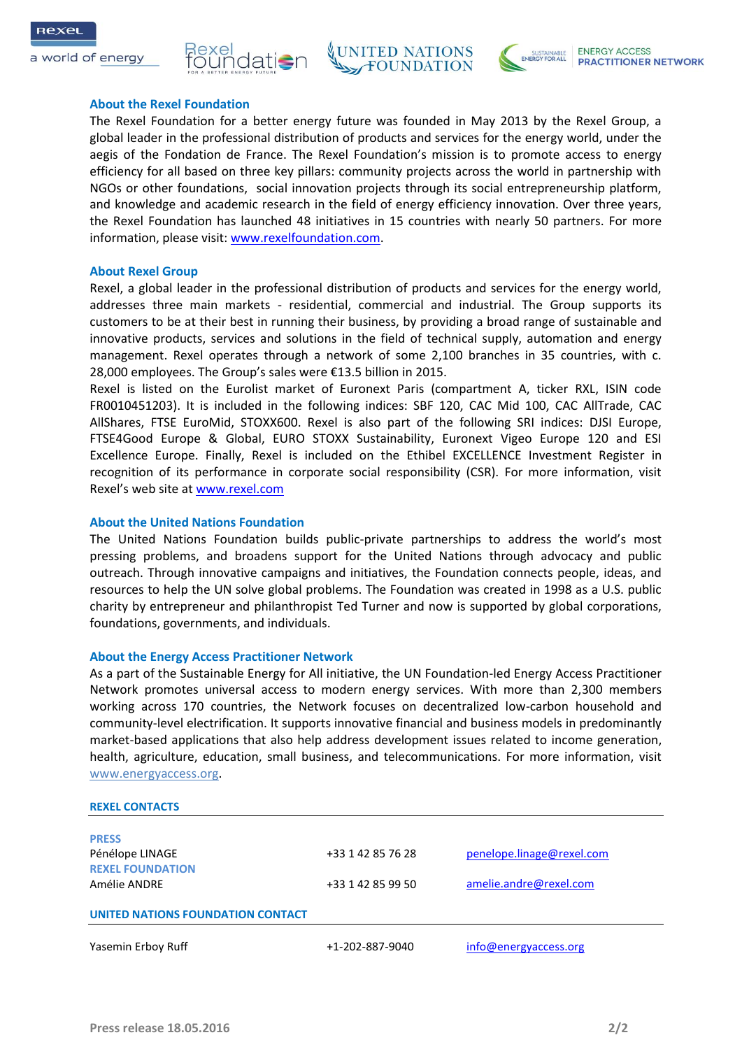## About the Rexel Foundation

The Rexel Foundation for a better energy future was founded in May 2013 by the Rexel Group, a global leader in the professional distribution of products and services for the energy world, under the aegis of the Fondation de France. The Rexel Foundation's mission is to promote access to energy efficiency for all based on three key pillars: community projects across the world in partnership with NGOs or other foundations, social innovation projects through its social entrepreneurship platform, and knowledge and academic research in the field of energy efficiency innovation. Over three years, the Rexel Foundation has launched 48 initiatives in 15 countries with nearly 50 partners. For more information, please visit: www.rexelfoundation.com.

## About Rexel Group

Rexel, a global leader in the professional distribution of products and services for the energy world, addresses three main markets - residential, commercial and industrial. The Group supports its customers to be at their best in running their business, by providing a broad range of sustainable and innovative products, services and solutions in the field of technical supply, automation and energy management. Rexel operates through a network of some 2,100 branches in 35 countries, with c. 28,000 employees. The Group's sales were €13.5 billion in 2015.

Rexel is listed on the Eurolist market of Euronext Paris (compartment A, ticker RXL, ISIN code FR0010451203). It is included in the following indices: SBF 120, CAC Mid 100, CAC AllTrade, CAC AllShares, FTSE EuroMid, STOXX600. Rexel is also part of the following SRI indices: DJSI Europe, FTSE4Good Europe & Global, EURO STOXX Sustainability, Euronext Vigeo Europe 120 and ESI Excellence Europe. Finally, Rexel is included on the Ethibel EXCELLENCE Investment Register in recognition of its performance in corporate social responsibility (CSR). For more information, visit Rexel's web site at www.rexel.com

## About the United Nations Foundation

The United Nations Foundation builds public-private partnerships to address the world's most pressing problems, and broadens support for the United Nations through advocacy and public outreach. Through innovative campaigns and initiatives, the Foundation connects people, ideas, and resources to help the UN solve global problems. The Foundation was created in 1998 as a U.S. public charity by entrepreneur and philanthropist Ted Turner and now is supported by global corporations, foundations, governments, and individuals.

## About the Energy Access Practitioner Network

As a part of the Sustainable Energy for All initiative, the UN Foundation-led Energy Access Practitioner Network promotes universal access to modern energy services. With more than 2,300 members working across 170 countries, the Network focuses on decentralized low-carbon household and community-level electrification. It supports innovative financial and business models in predominantly market-based applications that also help address development issues related to income generation, health, agriculture, education, small business, and telecommunications. For more information, visit www.energyaccess.org.

**REXEL CONTACTS**

| | | |
|---|---|---|
| **PRESS** | | |
| Pénélope LINAGE | +33 1 42 85 76 28 | penelope.linage@rexel.com |
| **REXEL FOUNDATION** | | |
| Amélie ANDRE | +33 1 42 85 99 50 | amelie.andre@rexel.com |

**UNITED NATIONS FOUNDATION CONTACT**

| | | |
|---|---|---|
| Yasemin Erboy Ruff | +1-202-887-9040 | info@energyaccess.org |

Press release 18.05.2016